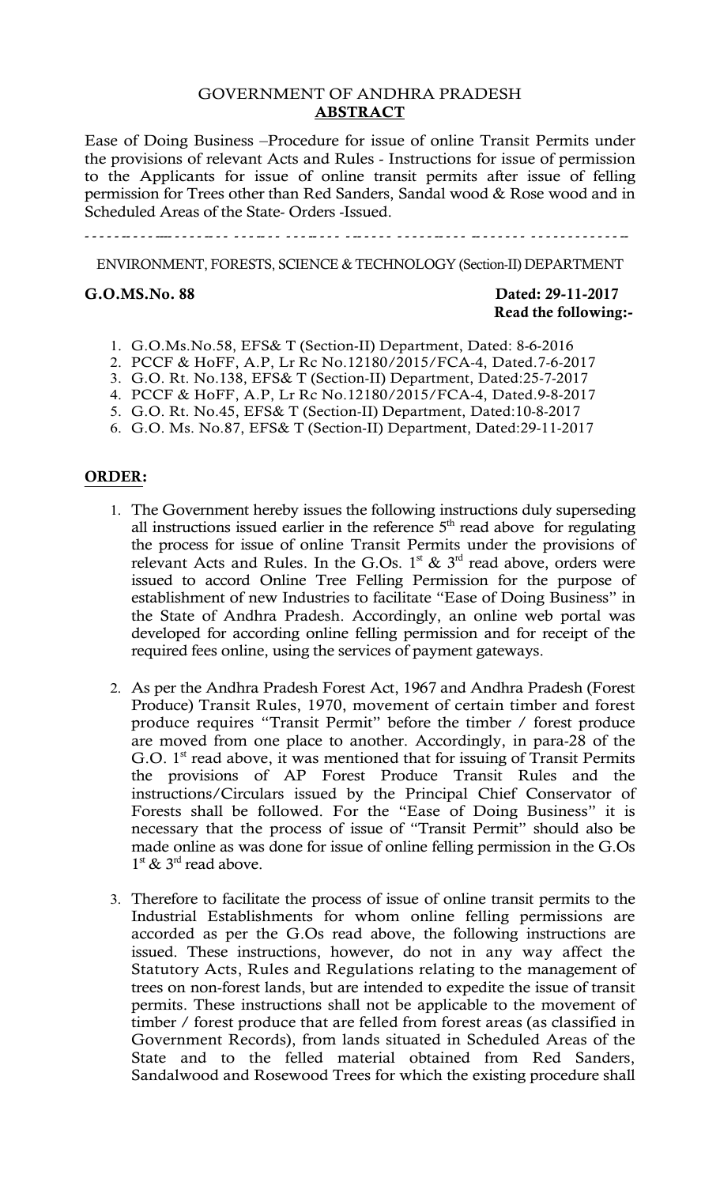GOVERNMENT OF ANDHRA PRADESH

**ABSTRACT**

Ease of Doing Business –Procedure for issue of online Transit Permits under the provisions of relevant Acts and Rules - Instructions for issue of permission to the Applicants for issue of online transit permits after issue of felling permission for Trees other than Red Sanders, Sandal wood & Rose wood and in Scheduled Areas of the State- Orders -Issued.

---

ENVIRONMENT, FORESTS, SCIENCE & TECHNOLOGY (Section-II) DEPARTMENT

**G.O.MS.No. 88** **Dated: 29-11-2017**

**Read the following:-**

1. G.O.Ms.No.58, EFS& T (Section-II) Department, Dated: 8-6-2016
2. PCCF & HoFF, A.P, Lr Rc No.12180/2015/FCA-4, Dated.7-6-2017
3. G.O. Rt. No.138, EFS& T (Section-II) Department, Dated:25-7-2017
4. PCCF & HoFF, A.P, Lr Rc No.12180/2015/FCA-4, Dated.9-8-2017
5. G.O. Rt. No.45, EFS& T (Section-II) Department, Dated:10-8-2017
6. G.O. Ms. No.87, EFS& T (Section-II) Department, Dated:29-11-2017

**ORDER:**

1. The Government hereby issues the following instructions duly superseding all instructions issued earlier in the reference 5th read above for regulating the process for issue of online Transit Permits under the provisions of relevant Acts and Rules. In the G.Os. 1st & 3rd read above, orders were issued to accord Online Tree Felling Permission for the purpose of establishment of new Industries to facilitate "Ease of Doing Business" in the State of Andhra Pradesh. Accordingly, an online web portal was developed for according online felling permission and for receipt of the required fees online, using the services of payment gateways.

2. As per the Andhra Pradesh Forest Act, 1967 and Andhra Pradesh (Forest Produce) Transit Rules, 1970, movement of certain timber and forest produce requires "Transit Permit" before the timber / forest produce are moved from one place to another. Accordingly, in para-28 of the G.O. 1st read above, it was mentioned that for issuing of Transit Permits the provisions of AP Forest Produce Transit Rules and the instructions/Circulars issued by the Principal Chief Conservator of Forests shall be followed. For the "Ease of Doing Business" it is necessary that the process of issue of "Transit Permit" should also be made online as was done for issue of online felling permission in the G.Os 1st & 3rd read above.

3. Therefore to facilitate the process of issue of online transit permits to the Industrial Establishments for whom online felling permissions are accorded as per the G.Os read above, the following instructions are issued. These instructions, however, do not in any way affect the Statutory Acts, Rules and Regulations relating to the management of trees on non-forest lands, but are intended to expedite the issue of transit permits. These instructions shall not be applicable to the movement of timber / forest produce that are felled from forest areas (as classified in Government Records), from lands situated in Scheduled Areas of the State and to the felled material obtained from Red Sanders, Sandalwood and Rosewood Trees for which the existing procedure shall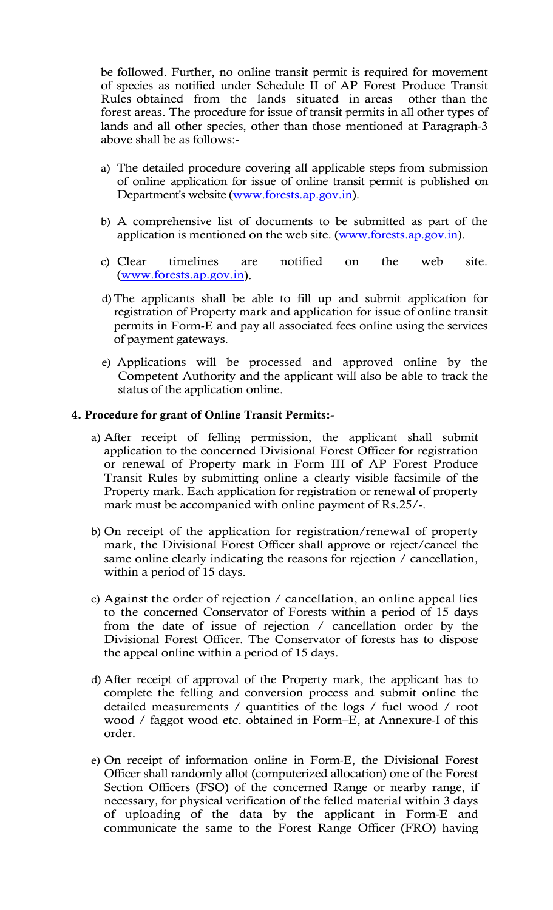be followed. Further, no online transit permit is required for movement of species as notified under Schedule II of AP Forest Produce Transit Rules obtained from the lands situated in areas other than the forest areas. The procedure for issue of transit permits in all other types of lands and all other species, other than those mentioned at Paragraph-3 above shall be as follows:-

a) The detailed procedure covering all applicable steps from submission of online application for issue of online transit permit is published on Department's website (www.forests.ap.gov.in).

b) A comprehensive list of documents to be submitted as part of the application is mentioned on the web site. (www.forests.ap.gov.in).

c) Clear timelines are notified on the web site. (www.forests.ap.gov.in).

d) The applicants shall be able to fill up and submit application for registration of Property mark and application for issue of online transit permits in Form-E and pay all associated fees online using the services of payment gateways.

e) Applications will be processed and approved online by the Competent Authority and the applicant will also be able to track the status of the application online.

**4. Procedure for grant of Online Transit Permits:-**

a) After receipt of felling permission, the applicant shall submit application to the concerned Divisional Forest Officer for registration or renewal of Property mark in Form III of AP Forest Produce Transit Rules by submitting online a clearly visible facsimile of the Property mark. Each application for registration or renewal of property mark must be accompanied with online payment of Rs.25/-.

b) On receipt of the application for registration/renewal of property mark, the Divisional Forest Officer shall approve or reject/cancel the same online clearly indicating the reasons for rejection / cancellation, within a period of 15 days.

c) Against the order of rejection / cancellation, an online appeal lies to the concerned Conservator of Forests within a period of 15 days from the date of issue of rejection / cancellation order by the Divisional Forest Officer. The Conservator of forests has to dispose the appeal online within a period of 15 days.

d) After receipt of approval of the Property mark, the applicant has to complete the felling and conversion process and submit online the detailed measurements / quantities of the logs / fuel wood / root wood / faggot wood etc. obtained in Form–E, at Annexure-I of this order.

e) On receipt of information online in Form-E, the Divisional Forest Officer shall randomly allot (computerized allocation) one of the Forest Section Officers (FSO) of the concerned Range or nearby range, if necessary, for physical verification of the felled material within 3 days of uploading of the data by the applicant in Form-E and communicate the same to the Forest Range Officer (FRO) having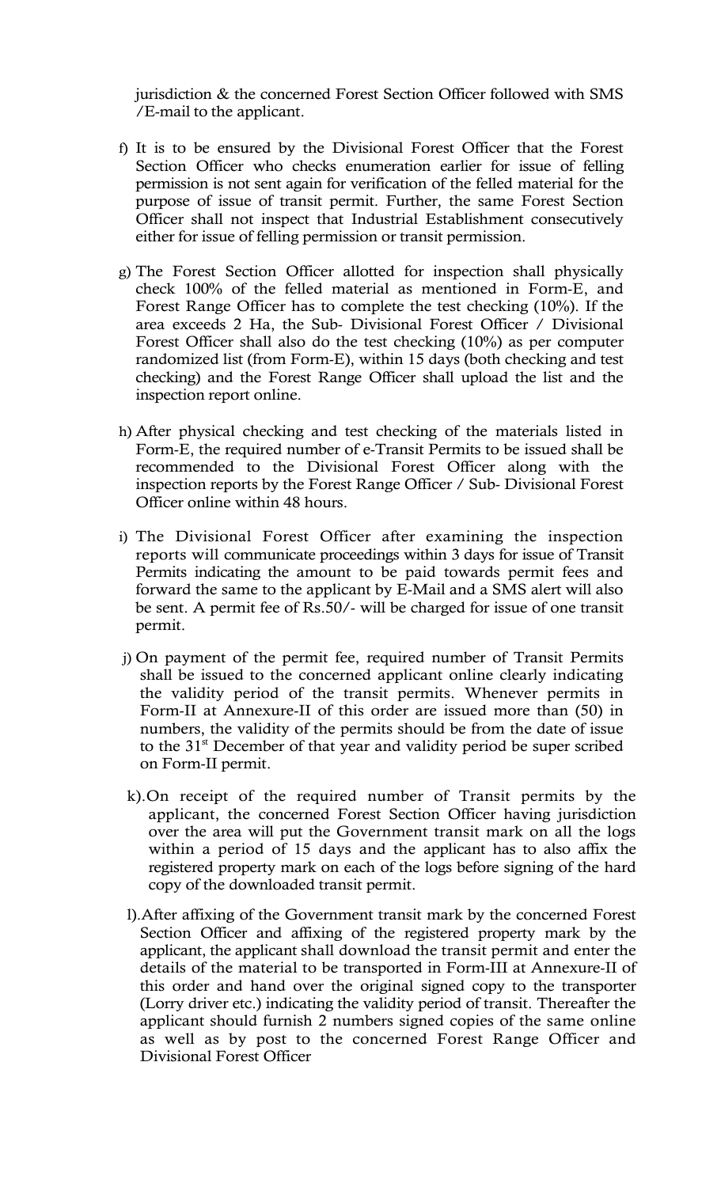jurisdiction & the concerned Forest Section Officer followed with SMS /E-mail to the applicant.

f) It is to be ensured by the Divisional Forest Officer that the Forest Section Officer who checks enumeration earlier for issue of felling permission is not sent again for verification of the felled material for the purpose of issue of transit permit. Further, the same Forest Section Officer shall not inspect that Industrial Establishment consecutively either for issue of felling permission or transit permission.

g) The Forest Section Officer allotted for inspection shall physically check 100% of the felled material as mentioned in Form-E, and Forest Range Officer has to complete the test checking (10%). If the area exceeds 2 Ha, the Sub- Divisional Forest Officer / Divisional Forest Officer shall also do the test checking (10%) as per computer randomized list (from Form-E), within 15 days (both checking and test checking) and the Forest Range Officer shall upload the list and the inspection report online.

h) After physical checking and test checking of the materials listed in Form-E, the required number of e-Transit Permits to be issued shall be recommended to the Divisional Forest Officer along with the inspection reports by the Forest Range Officer / Sub- Divisional Forest Officer online within 48 hours.

i) The Divisional Forest Officer after examining the inspection reports will communicate proceedings within 3 days for issue of Transit Permits indicating the amount to be paid towards permit fees and forward the same to the applicant by E-Mail and a SMS alert will also be sent. A permit fee of Rs.50/- will be charged for issue of one transit permit.

j) On payment of the permit fee, required number of Transit Permits shall be issued to the concerned applicant online clearly indicating the validity period of the transit permits. Whenever permits in Form-II at Annexure-II of this order are issued more than (50) in numbers, the validity of the permits should be from the date of issue to the 31st December of that year and validity period be super scribed on Form-II permit.

k).On receipt of the required number of Transit permits by the applicant, the concerned Forest Section Officer having jurisdiction over the area will put the Government transit mark on all the logs within a period of 15 days and the applicant has to also affix the registered property mark on each of the logs before signing of the hard copy of the downloaded transit permit.

l).After affixing of the Government transit mark by the concerned Forest Section Officer and affixing of the registered property mark by the applicant, the applicant shall download the transit permit and enter the details of the material to be transported in Form-III at Annexure-II of this order and hand over the original signed copy to the transporter (Lorry driver etc.) indicating the validity period of transit. Thereafter the applicant should furnish 2 numbers signed copies of the same online as well as by post to the concerned Forest Range Officer and Divisional Forest Officer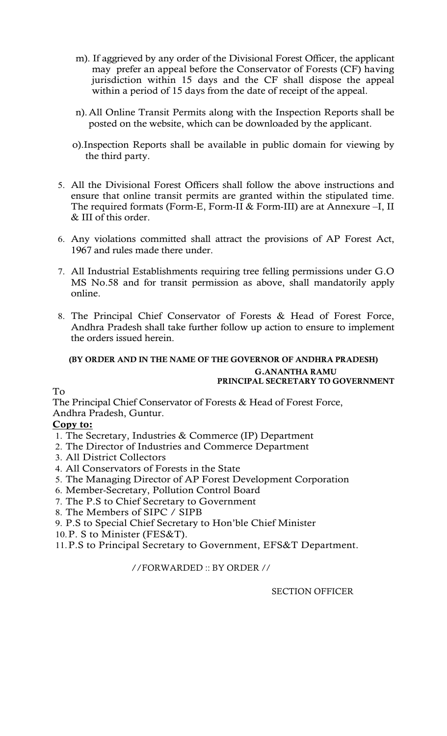m). If aggrieved by any order of the Divisional Forest Officer, the applicant may prefer an appeal before the Conservator of Forests (CF) having jurisdiction within 15 days and the CF shall dispose the appeal within a period of 15 days from the date of receipt of the appeal.

n). All Online Transit Permits along with the Inspection Reports shall be posted on the website, which can be downloaded by the applicant.

o). Inspection Reports shall be available in public domain for viewing by the third party.

5. All the Divisional Forest Officers shall follow the above instructions and ensure that online transit permits are granted within the stipulated time. The required formats (Form-E, Form-II & Form-III) are at Annexure –I, II & III of this order.

6. Any violations committed shall attract the provisions of AP Forest Act, 1967 and rules made there under.

7. All Industrial Establishments requiring tree felling permissions under G.O MS No.58 and for transit permission as above, shall mandatorily apply online.

8. The Principal Chief Conservator of Forests & Head of Forest Force, Andhra Pradesh shall take further follow up action to ensure to implement the orders issued herein.

**(BY ORDER AND IN THE NAME OF THE GOVERNOR OF ANDHRA PRADESH)**

**G.ANANTHA RAMU**
**PRINCIPAL SECRETARY TO GOVERNMENT**

To
The Principal Chief Conservator of Forests & Head of Forest Force,
Andhra Pradesh, Guntur.

**Copy to:**

1. The Secretary, Industries & Commerce (IP) Department
2. The Director of Industries and Commerce Department
3. All District Collectors
4. All Conservators of Forests in the State
5. The Managing Director of AP Forest Development Corporation
6. Member-Secretary, Pollution Control Board
7. The P.S to Chief Secretary to Government
8. The Members of SIPC / SIPB
9. P.S to Special Chief Secretary to Hon'ble Chief Minister
10. P. S to Minister (FES&T).
11. P.S to Principal Secretary to Government, EFS&T Department.

//FORWARDED :: BY ORDER //

SECTION OFFICER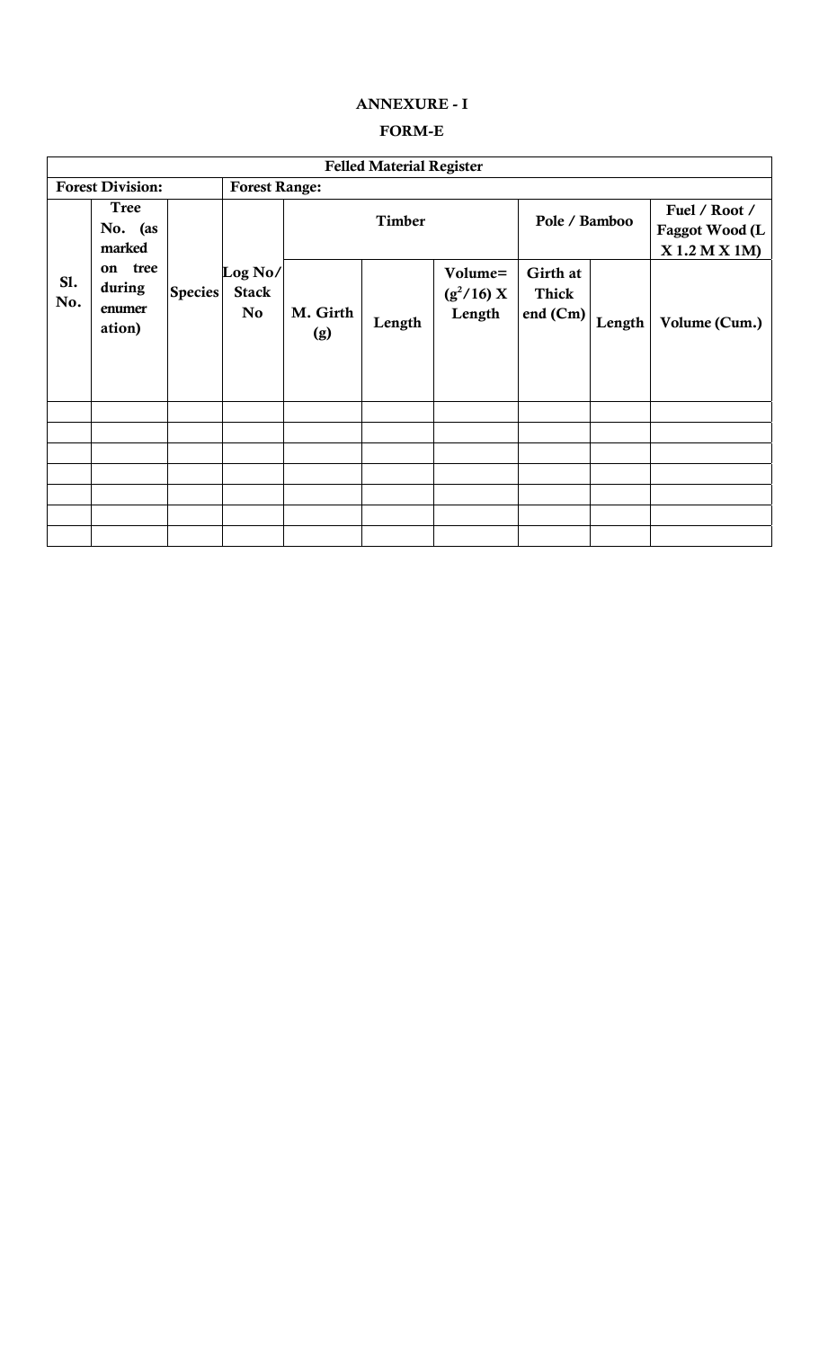**ANNEXURE - I**

**FORM-E**

| Felled Material Register | | | | | | | | | |
|---|---|---|---|---|---|---|---|---|---|
| **Forest Division:** | | | **Forest Range:** | | | | | | |
| **Sl. No.** | **Tree No. (as marked on tree during enumeration)** | **Species** | **Log No/ Stack No** | **Timber** | | | **Pole / Bamboo** | | **Fuel / Root / Faggot Wood (L X 1.2 M X 1M)** |
| | | | | **M. Girth (g)** | **Length** | **Volume= $(g^2/16)$ X Length** | **Girth at Thick end (Cm)** | **Length** | **Volume (Cum.)** |
| | | | | | | | | | |
| | | | | | | | | | |
| | | | | | | | | | |
| | | | | | | | | | |
| | | | | | | | | | |
| | | | | | | | | | |
| | | | | | | | | | |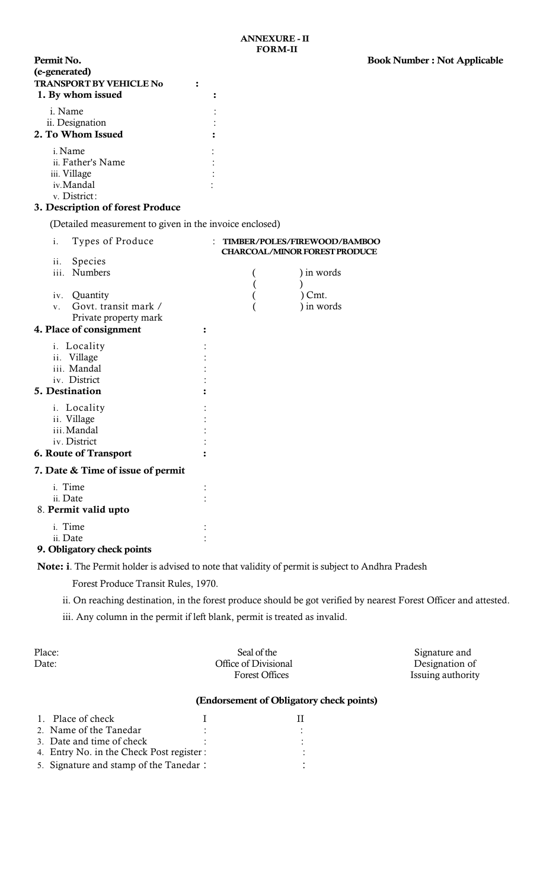**ANNEXURE - II**
**FORM-II**

**Permit No.**
**(e-generated)** **Book Number : Not Applicable**

**TRANSPORT BY VEHICLE No :**

**1. By whom issued :**

i. Name :
ii. Designation :

**2. To Whom Issued :**

i. Name :
ii. Father's Name :
iii. Village :
iv. Mandal :
v. District:

**3. Description of forest Produce**

(Detailed measurement to given in the invoice enclosed)

i. Types of Produce : **TIMBER/POLES/FIREWOOD/BAMBOO CHARCOAL/MINOR FOREST PRODUCE**
ii. Species
iii. Numbers ( ) in words
( )
iv. Quantity ( ) Cmt.
v. Govt. transit mark / Private property mark ( ) in words

**4. Place of consignment :**

i. Locality :
ii. Village :
iii. Mandal :
iv. District :

**5. Destination :**

i. Locality :
ii. Village :
iii. Mandal :
iv. District :

**6. Route of Transport :**

**7. Date & Time of issue of permit**

i. Time :
ii. Date :

8. **Permit valid upto**

i. Time :
ii. Date :

**9. Obligatory check points**

**Note: i**. The Permit holder is advised to note that validity of permit is subject to Andhra Pradesh Forest Produce Transit Rules, 1970.

ii. On reaching destination, in the forest produce should be got verified by nearest Forest Officer and attested.

iii. Any column in the permit if left blank, permit is treated as invalid.

| Place: | Seal of the Office of Divisional Forest Offices | Signature and Designation of Issuing authority |
|---|---|---|
| Date: | | |

**(Endorsement of Obligatory check points)**

| | I | II |
|---|---|---|
| 1. Place of check | | |
| 2. Name of the Tanedar | : | : |
| 3. Date and time of check | : | : |
| 4. Entry No. in the Check Post register | : | : |
| 5. Signature and stamp of the Tanedar | : | : |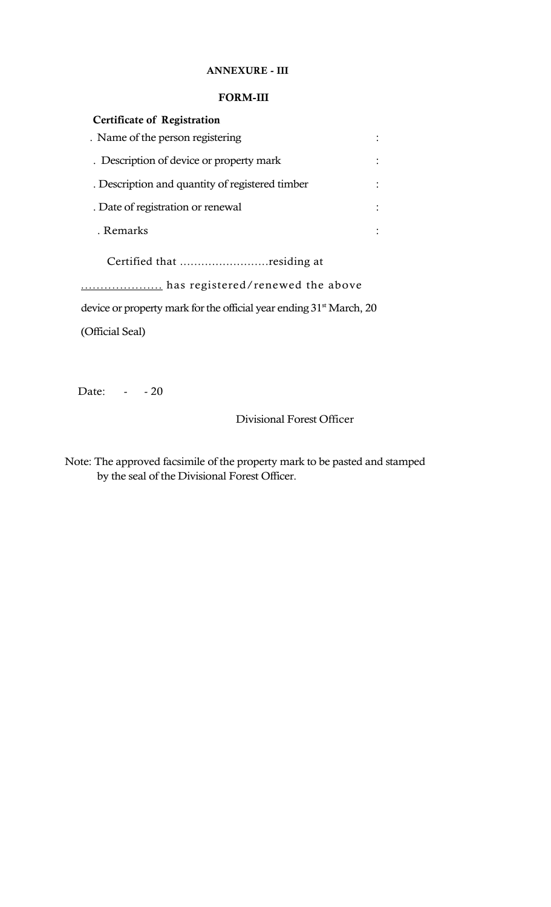**ANNEXURE - III**

**FORM-III**

**Certificate of Registration**

. Name of the person registering :

. Description of device or property mark :

. Description and quantity of registered timber :

. Date of registration or renewal :

. Remarks :

Certified that .........................residing at ..................... has registered/renewed the above device or property mark for the official year ending 31st March, 20

(Official Seal)

Date: - - 20

Divisional Forest Officer

Note: The approved facsimile of the property mark to be pasted and stamped by the seal of the Divisional Forest Officer.